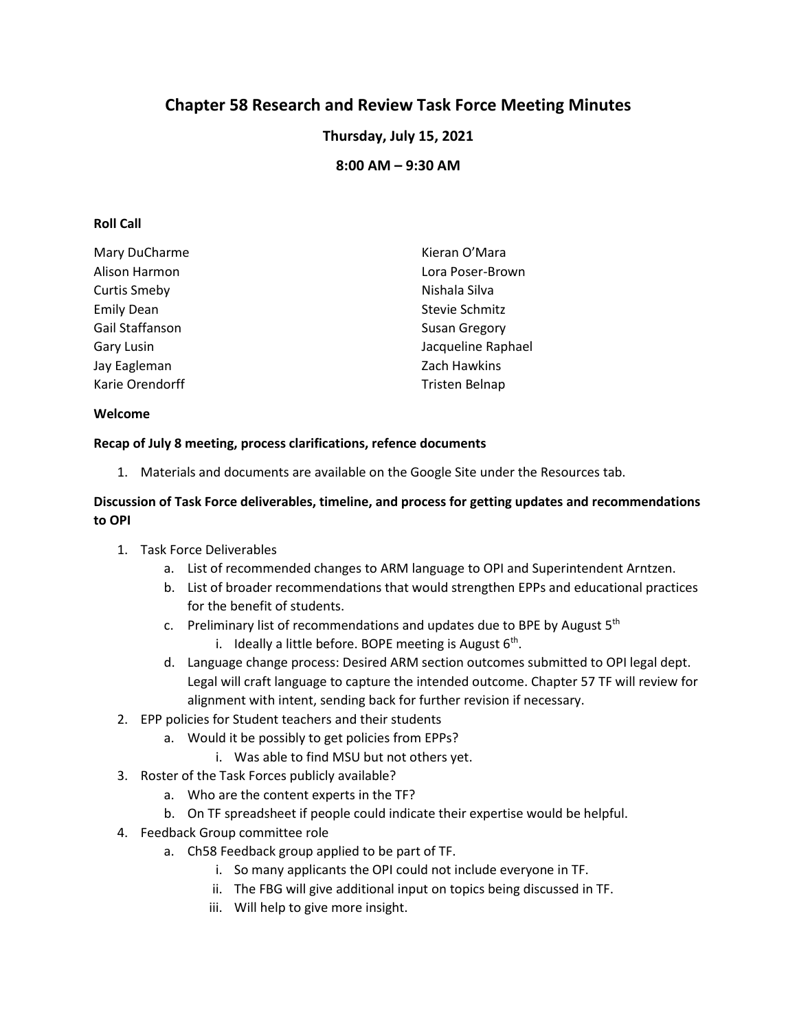# Chapter 58 Research and Review Task Force Meeting Minutes

**Thursday, July 15, 2021**

**8:00 AM – 9:30 AM**

**Roll Call**

Mary DuCharme
Alison Harmon
Curtis Smeby
Emily Dean
Gail Staffanson
Gary Lusin
Jay Eagleman
Karie Orendorff
Kieran O'Mara
Lora Poser-Brown
Nishala Silva
Stevie Schmitz
Susan Gregory
Jacqueline Raphael
Zach Hawkins
Tristen Belnap

**Welcome**

**Recap of July 8 meeting, process clarifications, refence documents**

1. Materials and documents are available on the Google Site under the Resources tab.

**Discussion of Task Force deliverables, timeline, and process for getting updates and recommendations to OPI**

1. Task Force Deliverables
   a. List of recommended changes to ARM language to OPI and Superintendent Arntzen.
   b. List of broader recommendations that would strengthen EPPs and educational practices for the benefit of students.
   c. Preliminary list of recommendations and updates due to BPE by August 5th
      i. Ideally a little before. BOPE meeting is August 6th.
   d. Language change process: Desired ARM section outcomes submitted to OPI legal dept. Legal will craft language to capture the intended outcome. Chapter 57 TF will review for alignment with intent, sending back for further revision if necessary.
2. EPP policies for Student teachers and their students
   a. Would it be possibly to get policies from EPPs?
      i. Was able to find MSU but not others yet.
3. Roster of the Task Forces publicly available?
   a. Who are the content experts in the TF?
   b. On TF spreadsheet if people could indicate their expertise would be helpful.
4. Feedback Group committee role
   a. Ch58 Feedback group applied to be part of TF.
      i. So many applicants the OPI could not include everyone in TF.
      ii. The FBG will give additional input on topics being discussed in TF.
      iii. Will help to give more insight.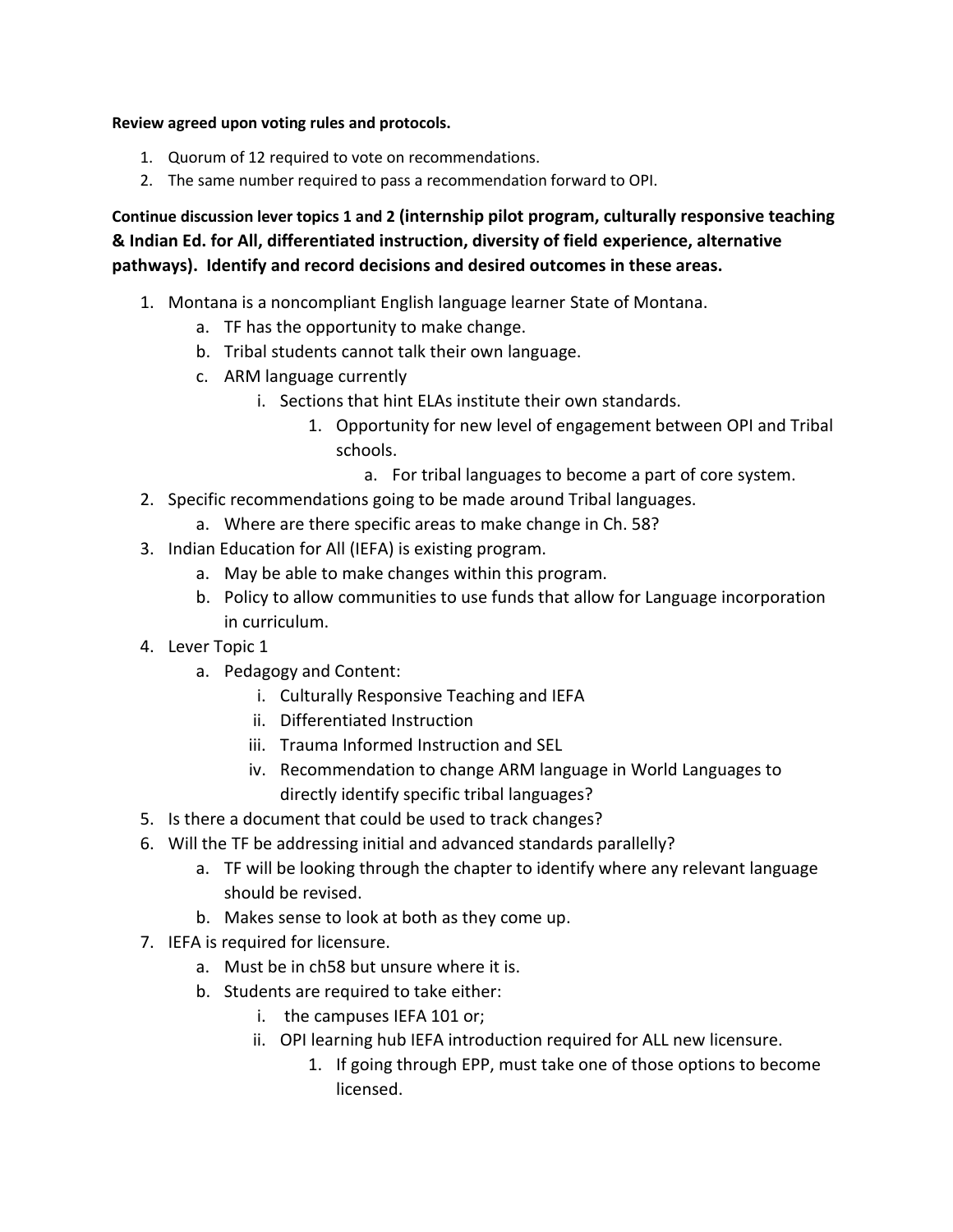**Review agreed upon voting rules and protocols.**

1. Quorum of 12 required to vote on recommendations.
2. The same number required to pass a recommendation forward to OPI.

**Continue discussion lever topics 1 and 2 (internship pilot program, culturally responsive teaching & Indian Ed. for All, differentiated instruction, diversity of field experience, alternative pathways). Identify and record decisions and desired outcomes in these areas.**

1. Montana is a noncompliant English language learner State of Montana.
    a. TF has the opportunity to make change.
    b. Tribal students cannot talk their own language.
    c. ARM language currently
        i. Sections that hint ELAs institute their own standards.
            1. Opportunity for new level of engagement between OPI and Tribal schools.
                a. For tribal languages to become a part of core system.
2. Specific recommendations going to be made around Tribal languages.
    a. Where are there specific areas to make change in Ch. 58?
3. Indian Education for All (IEFA) is existing program.
    a. May be able to make changes within this program.
    b. Policy to allow communities to use funds that allow for Language incorporation in curriculum.
4. Lever Topic 1
    a. Pedagogy and Content:
        i. Culturally Responsive Teaching and IEFA
        ii. Differentiated Instruction
        iii. Trauma Informed Instruction and SEL
        iv. Recommendation to change ARM language in World Languages to directly identify specific tribal languages?
5. Is there a document that could be used to track changes?
6. Will the TF be addressing initial and advanced standards parallelly?
    a. TF will be looking through the chapter to identify where any relevant language should be revised.
    b. Makes sense to look at both as they come up.
7. IEFA is required for licensure.
    a. Must be in ch58 but unsure where it is.
    b. Students are required to take either:
        i. the campuses IEFA 101 or;
        ii. OPI learning hub IEFA introduction required for ALL new licensure.
            1. If going through EPP, must take one of those options to become licensed.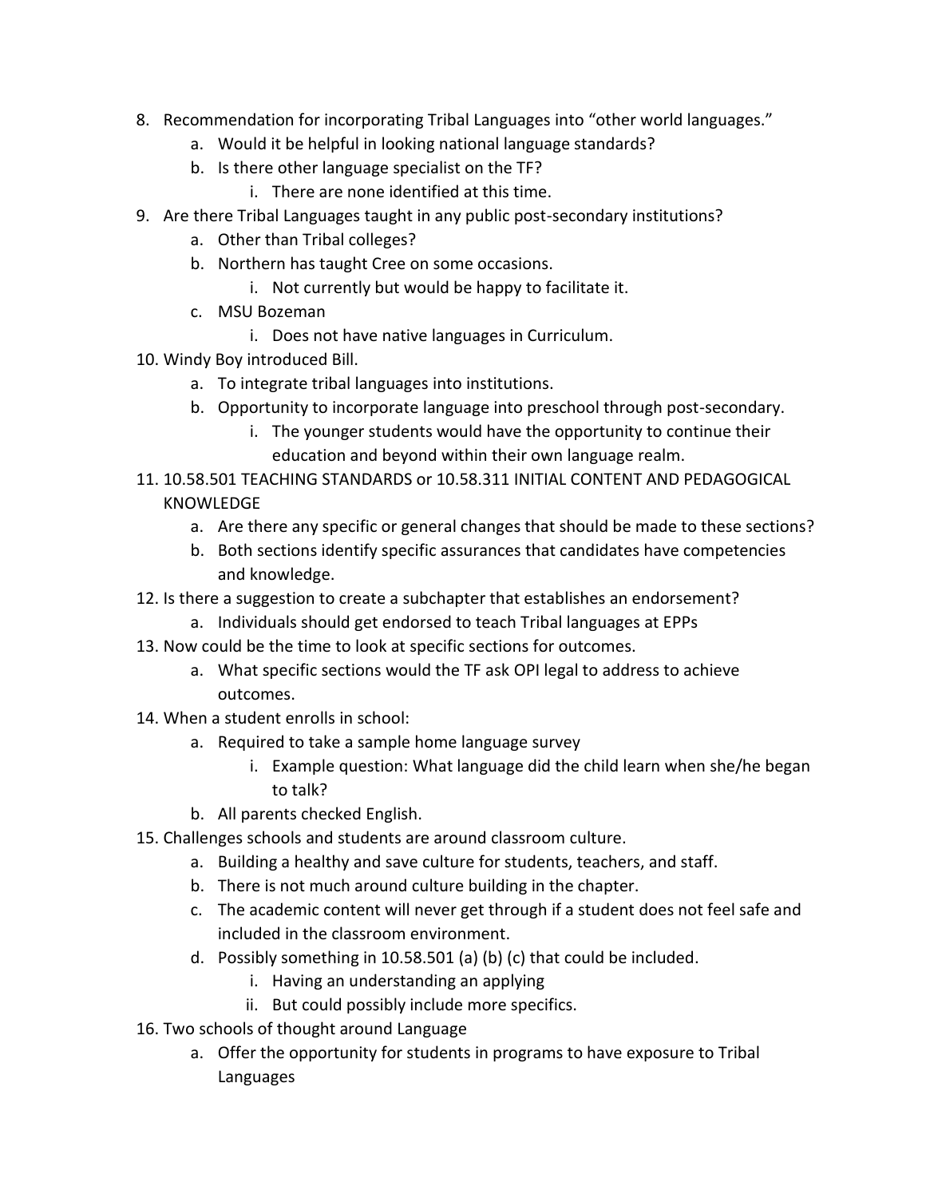8. Recommendation for incorporating Tribal Languages into "other world languages."
    a. Would it be helpful in looking national language standards?
    b. Is there other language specialist on the TF?
        i. There are none identified at this time.
9. Are there Tribal Languages taught in any public post-secondary institutions?
    a. Other than Tribal colleges?
    b. Northern has taught Cree on some occasions.
        i. Not currently but would be happy to facilitate it.
    c. MSU Bozeman
        i. Does not have native languages in Curriculum.
10. Windy Boy introduced Bill.
    a. To integrate tribal languages into institutions.
    b. Opportunity to incorporate language into preschool through post-secondary.
        i. The younger students would have the opportunity to continue their education and beyond within their own language realm.
11. 10.58.501 TEACHING STANDARDS or 10.58.311 INITIAL CONTENT AND PEDAGOGICAL KNOWLEDGE
    a. Are there any specific or general changes that should be made to these sections?
    b. Both sections identify specific assurances that candidates have competencies and knowledge.
12. Is there a suggestion to create a subchapter that establishes an endorsement?
    a. Individuals should get endorsed to teach Tribal languages at EPPs
13. Now could be the time to look at specific sections for outcomes.
    a. What specific sections would the TF ask OPI legal to address to achieve outcomes.
14. When a student enrolls in school:
    a. Required to take a sample home language survey
        i. Example question: What language did the child learn when she/he began to talk?
    b. All parents checked English.
15. Challenges schools and students are around classroom culture.
    a. Building a healthy and save culture for students, teachers, and staff.
    b. There is not much around culture building in the chapter.
    c. The academic content will never get through if a student does not feel safe and included in the classroom environment.
    d. Possibly something in 10.58.501 (a) (b) (c) that could be included.
        i. Having an understanding an applying
        ii. But could possibly include more specifics.
16. Two schools of thought around Language
    a. Offer the opportunity for students in programs to have exposure to Tribal Languages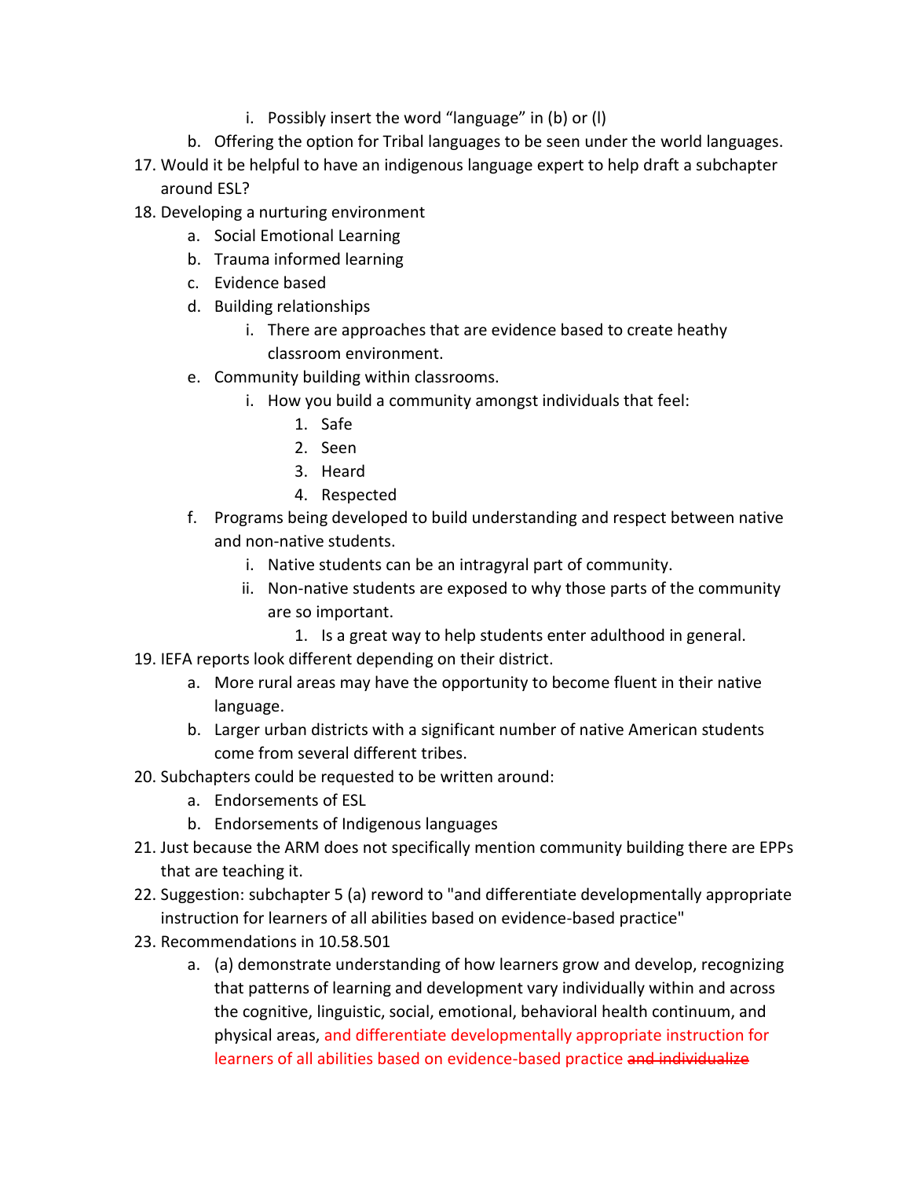i. Possibly insert the word "language" in (b) or (l)
   b. Offering the option for Tribal languages to be seen under the world languages.
17. Would it be helpful to have an indigenous language expert to help draft a subchapter around ESL?
18. Developing a nurturing environment
   a. Social Emotional Learning
   b. Trauma informed learning
   c. Evidence based
   d. Building relationships
      i. There are approaches that are evidence based to create heathy classroom environment.
   e. Community building within classrooms.
      i. How you build a community amongst individuals that feel:
         1. Safe
         2. Seen
         3. Heard
         4. Respected
   f. Programs being developed to build understanding and respect between native and non-native students.
      i. Native students can be an intragyral part of community.
      ii. Non-native students are exposed to why those parts of the community are so important.
         1. Is a great way to help students enter adulthood in general.
19. IEFA reports look different depending on their district.
   a. More rural areas may have the opportunity to become fluent in their native language.
   b. Larger urban districts with a significant number of native American students come from several different tribes.
20. Subchapters could be requested to be written around:
   a. Endorsements of ESL
   b. Endorsements of Indigenous languages
21. Just because the ARM does not specifically mention community building there are EPPs that are teaching it.
22. Suggestion: subchapter 5 (a) reword to "and differentiate developmentally appropriate instruction for learners of all abilities based on evidence-based practice"
23. Recommendations in 10.58.501
   a. (a) demonstrate understanding of how learners grow and develop, recognizing that patterns of learning and development vary individually within and across the cognitive, linguistic, social, emotional, behavioral health continuum, and physical areas, and differentiate developmentally appropriate instruction for learners of all abilities based on evidence-based practice ~~and individualize~~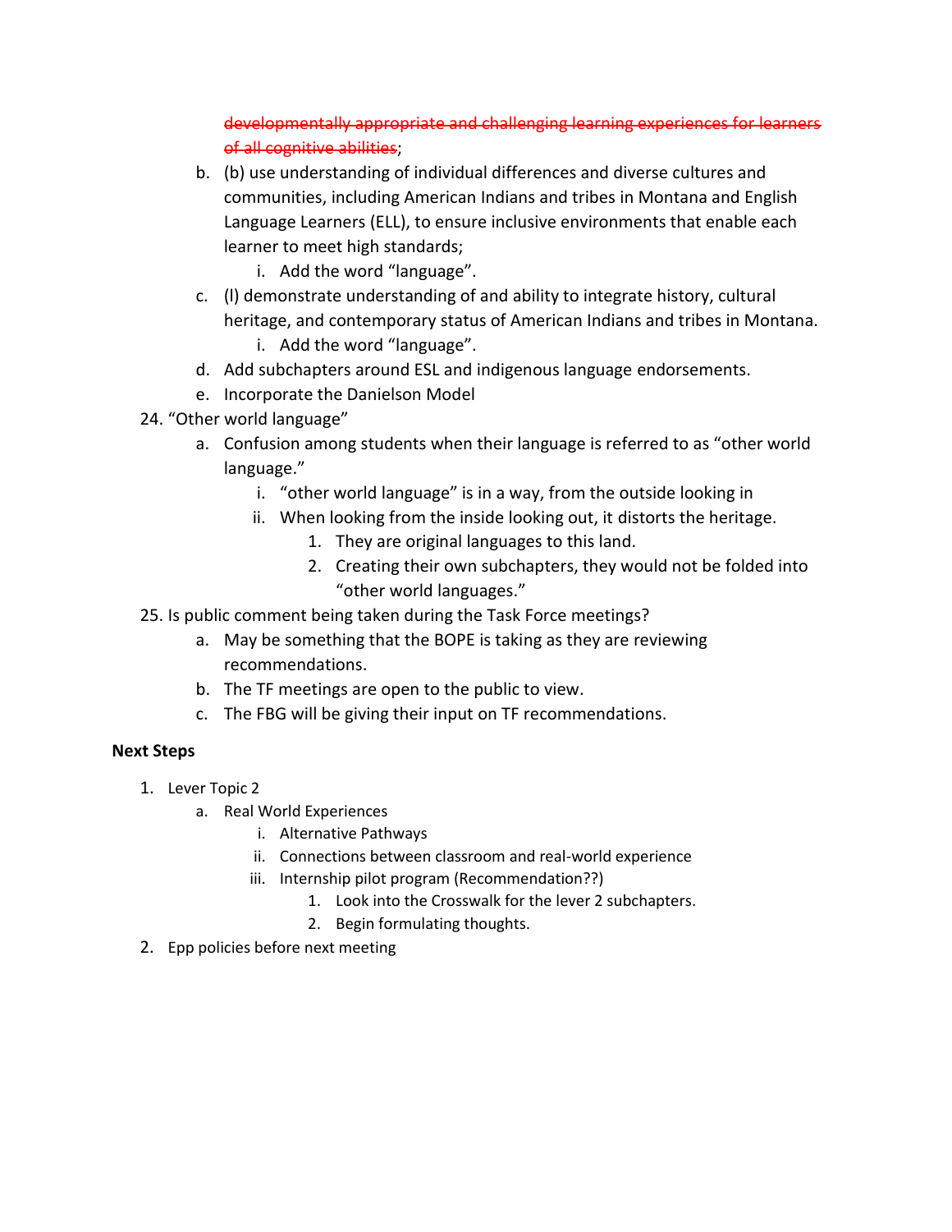~~developmentally appropriate and challenging learning experiences for learners of all cognitive abilities~~;

   b. (b) use understanding of individual differences and diverse cultures and communities, including American Indians and tribes in Montana and English Language Learners (ELL), to ensure inclusive environments that enable each learner to meet high standards;
      i. Add the word "language".
   c. (l) demonstrate understanding of and ability to integrate history, cultural heritage, and contemporary status of American Indians and tribes in Montana.
      i. Add the word "language".
   d. Add subchapters around ESL and indigenous language endorsements.
   e. Incorporate the Danielson Model

24. "Other world language"
   a. Confusion among students when their language is referred to as "other world language."
      i. "other world language" is in a way, from the outside looking in
      ii. When looking from the inside looking out, it distorts the heritage.
         1. They are original languages to this land.
         2. Creating their own subchapters, they would not be folded into "other world languages."

25. Is public comment being taken during the Task Force meetings?
   a. May be something that the BOPE is taking as they are reviewing recommendations.
   b. The TF meetings are open to the public to view.
   c. The FBG will be giving their input on TF recommendations.

**Next Steps**

1. Lever Topic 2
   a. Real World Experiences
      i. Alternative Pathways
      ii. Connections between classroom and real-world experience
      iii. Internship pilot program (Recommendation??)
         1. Look into the Crosswalk for the lever 2 subchapters.
         2. Begin formulating thoughts.
2. Epp policies before next meeting